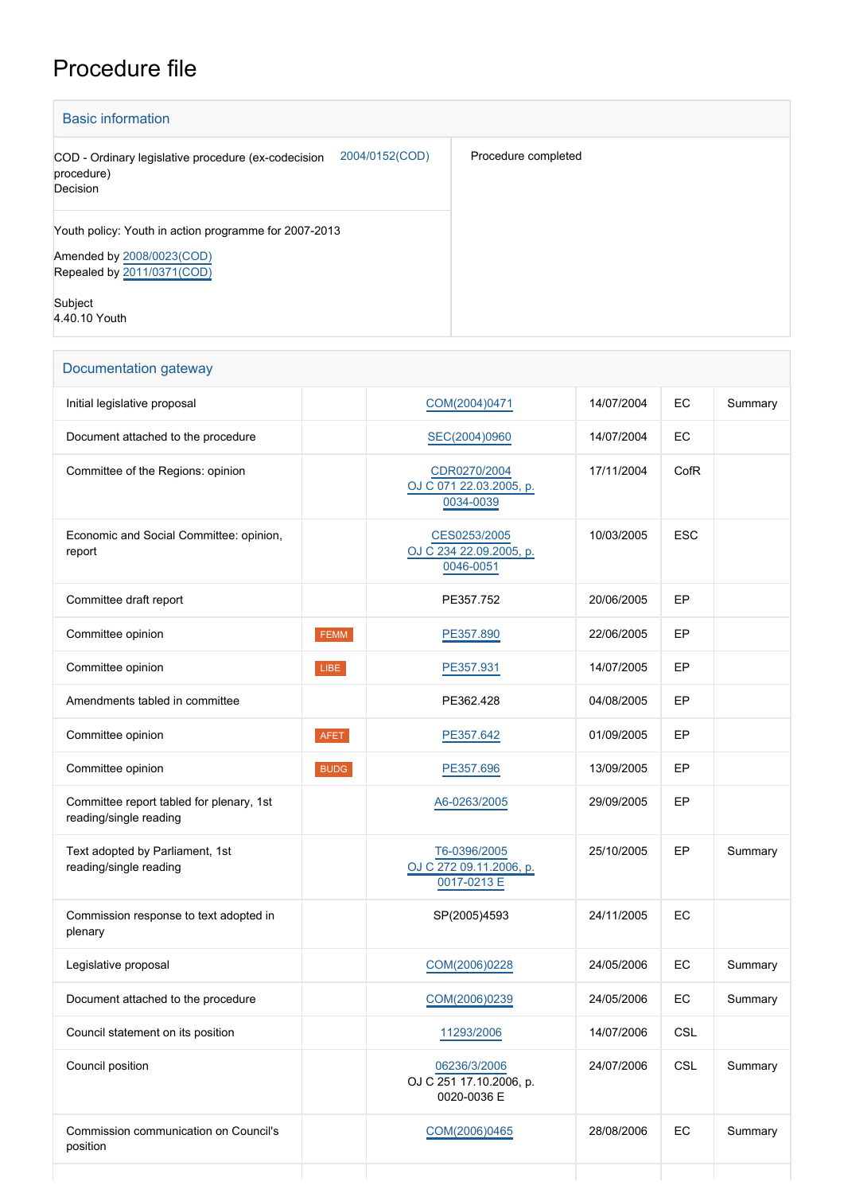# Procedure file

## Basic information

| | | |
|---|---|---|
| COD - Ordinary legislative procedure (ex-codecision procedure)<br>Decision | 2004/0152(COD) | Procedure completed |
| Youth policy: Youth in action programme for 2007-2013<br><br>Amended by 2008/0023(COD)<br>Repealed by 2011/0371(COD)<br><br>Subject<br>4.40.10 Youth | | |

## Documentation gateway

| | | | | | |
|---|---|---|---|---|---|
| Initial legislative proposal | | COM(2004)0471 | 14/07/2004 | EC | Summary |
| Document attached to the procedure | | SEC(2004)0960 | 14/07/2004 | EC | |
| Committee of the Regions: opinion | | CDR0270/2004<br>OJ C 071 22.03.2005, p. 0034-0039 | 17/11/2004 | CofR | |
| Economic and Social Committee: opinion, report | | CES0253/2005<br>OJ C 234 22.09.2005, p. 0046-0051 | 10/03/2005 | ESC | |
| Committee draft report | | PE357.752 | 20/06/2005 | EP | |
| Committee opinion | FEMM | PE357.890 | 22/06/2005 | EP | |
| Committee opinion | LIBE | PE357.931 | 14/07/2005 | EP | |
| Amendments tabled in committee | | PE362.428 | 04/08/2005 | EP | |
| Committee opinion | AFET | PE357.642 | 01/09/2005 | EP | |
| Committee opinion | BUDG | PE357.696 | 13/09/2005 | EP | |
| Committee report tabled for plenary, 1st reading/single reading | | A6-0263/2005 | 29/09/2005 | EP | |
| Text adopted by Parliament, 1st reading/single reading | | T6-0396/2005<br>OJ C 272 09.11.2006, p. 0017-0213 E | 25/10/2005 | EP | Summary |
| Commission response to text adopted in plenary | | SP(2005)4593 | 24/11/2005 | EC | |
| Legislative proposal | | COM(2006)0228 | 24/05/2006 | EC | Summary |
| Document attached to the procedure | | COM(2006)0239 | 24/05/2006 | EC | Summary |
| Council statement on its position | | 11293/2006 | 14/07/2006 | CSL | |
| Council position | | 06236/3/2006<br>OJ C 251 17.10.2006, p. 0020-0036 E | 24/07/2006 | CSL | Summary |
| Commission communication on Council's position | | COM(2006)0465 | 28/08/2006 | EC | Summary |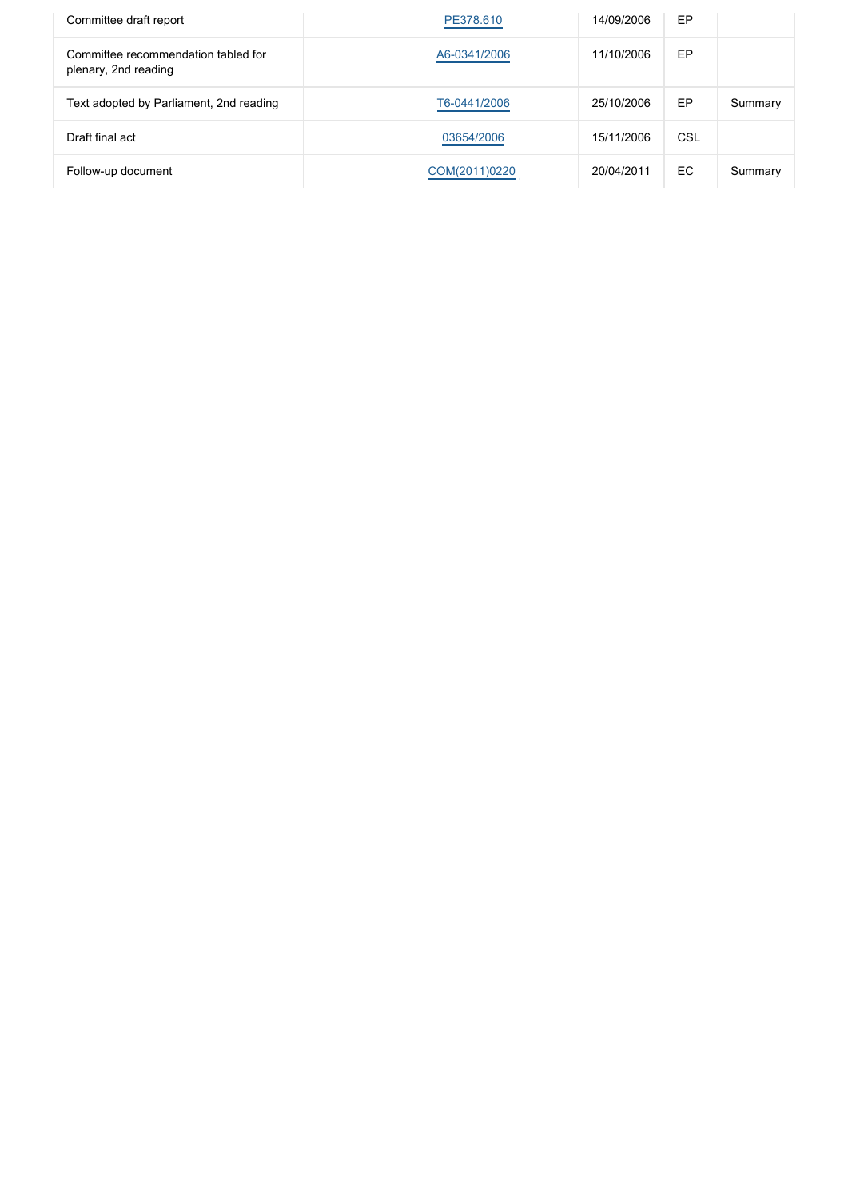| | | | | | |
|---|---|---|---|---|---|
| Committee draft report | | PE378.610 | 14/09/2006 | EP | |
| Committee recommendation tabled for plenary, 2nd reading | | A6-0341/2006 | 11/10/2006 | EP | |
| Text adopted by Parliament, 2nd reading | | T6-0441/2006 | 25/10/2006 | EP | Summary |
| Draft final act | | 03654/2006 | 15/11/2006 | CSL | |
| Follow-up document | | COM(2011)0220 | 20/04/2011 | EC | Summary |